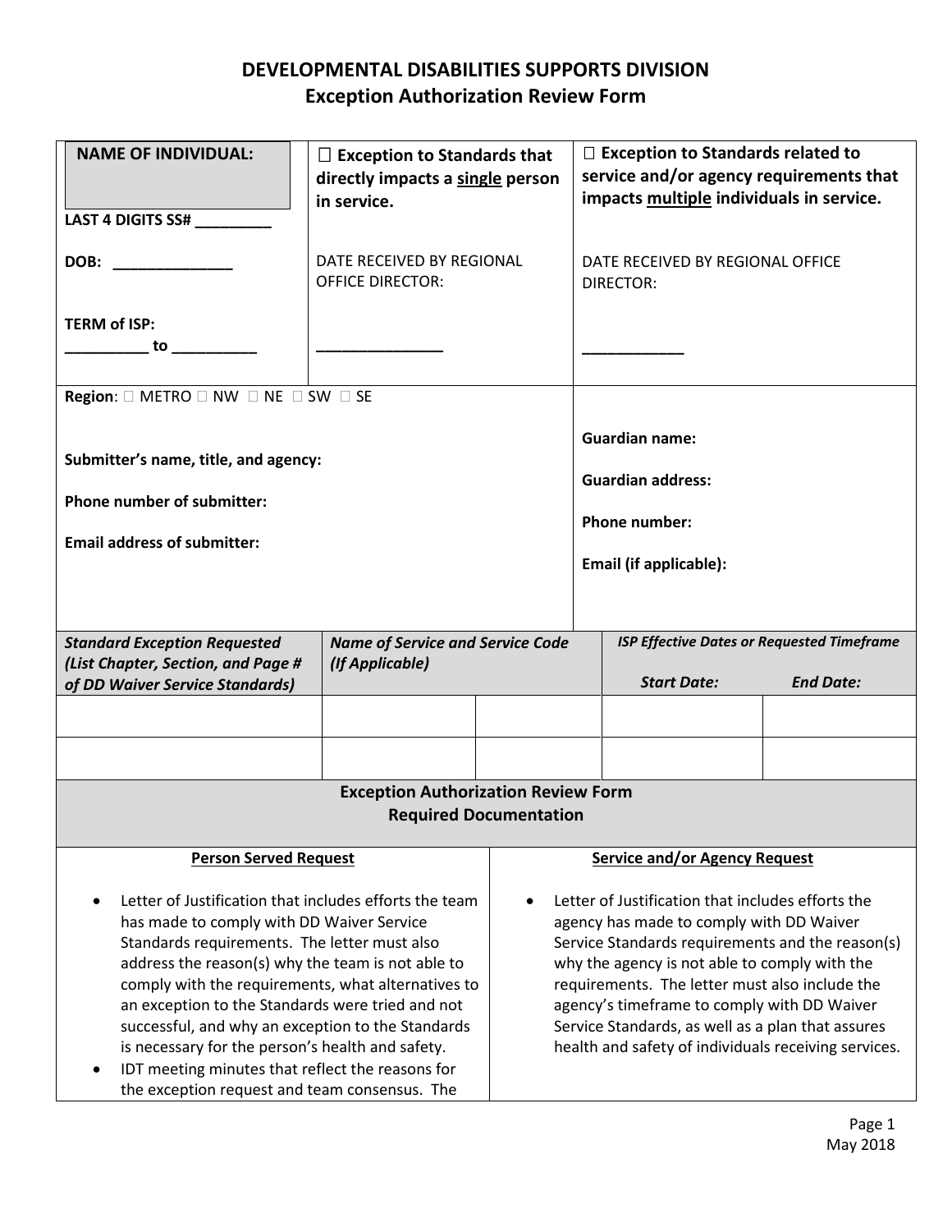# DEVELOPMENTAL DISABILITIES SUPPORTS DIVISION
## Exception Authorization Review Form

| **NAME OF INDIVIDUAL:** <br><br> **LAST 4 DIGITS SS#** _________ <br><br> **DOB:** ______________ <br><br> **TERM of ISP:** <br> __________ to __________ | ☐ **Exception to Standards that directly impacts a single person in service.** <br><br> DATE RECEIVED BY REGIONAL OFFICE DIRECTOR: <br><br> _______________ | ☐ **Exception to Standards related to service and/or agency requirements that impacts multiple individuals in service.** <br><br> DATE RECEIVED BY REGIONAL OFFICE DIRECTOR: <br><br> ____________ |
|---|---|---|
| **Region**: ☐ METRO ☐ NW ☐ NE ☐ SW ☐ SE <br><br> **Submitter's name, title, and agency:** <br><br> **Phone number of submitter:** <br><br> **Email address of submitter:** | | **Guardian name:** <br><br> **Guardian address:** <br><br> **Phone number:** <br><br> **Email (if applicable):** |

| ***Standard Exception Requested (List Chapter, Section, and Page # of DD Waiver Service Standards)*** | ***Name of Service and Service Code (If Applicable)*** | | ***ISP Effective Dates or Requested Timeframe*** <br> ***Start Date:*** | <br> ***End Date:*** |
|---|---|---|---|---|
| | | | | |
| | | | | |

### Exception Authorization Review Form
### Required Documentation

| **Person Served Request** | **Service and/or Agency Request** |
|---|---|
| • Letter of Justification that includes efforts the team has made to comply with DD Waiver Service Standards requirements. The letter must also address the reason(s) why the team is not able to comply with the requirements, what alternatives to an exception to the Standards were tried and not successful, and why an exception to the Standards is necessary for the person's health and safety. <br> • IDT meeting minutes that reflect the reasons for the exception request and team consensus. The | • Letter of Justification that includes efforts the agency has made to comply with DD Waiver Service Standards requirements and the reason(s) why the agency is not able to comply with the requirements. The letter must also include the agency's timeframe to comply with DD Waiver Service Standards, as well as a plan that assures health and safety of individuals receiving services. |

May 2018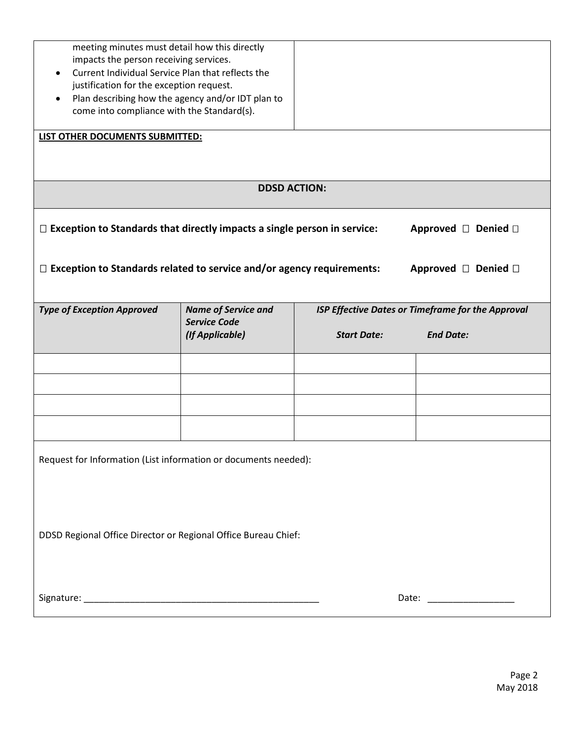meeting minutes must detail how this directly impacts the person receiving services.

- Current Individual Service Plan that reflects the justification for the exception request.
- Plan describing how the agency and/or IDT plan to come into compliance with the Standard(s).

**LIST OTHER DOCUMENTS SUBMITTED:**

## DDSD ACTION:

☐ **Exception to Standards that directly impacts a single person in service:** **Approved** ☐ **Denied** ☐

☐ **Exception to Standards related to service and/or agency requirements:** **Approved** ☐ **Denied** ☐

| ***Type of Exception Approved*** | ***Name of Service and Service Code (If Applicable)*** | ***ISP Effective Dates or Timeframe for the Approval*** ***Start Date:*** | ***End Date:*** |
|---|---|---|---|
| | | | |
| | | | |
| | | | |
| | | | |

Request for Information (List information or documents needed):

DDSD Regional Office Director or Regional Office Bureau Chief:

Signature: ______________________________________________ Date: _________________

May 2018